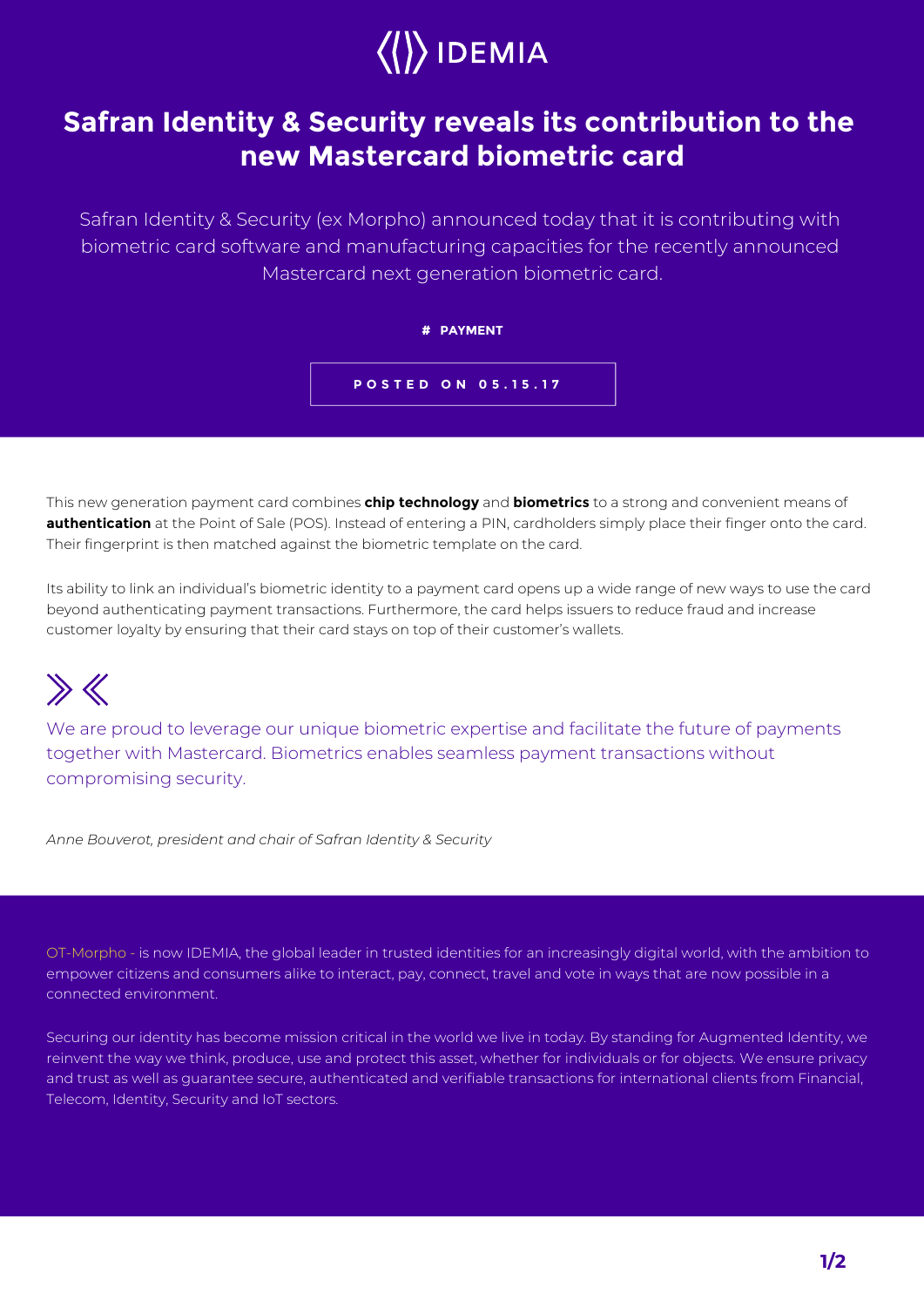IDEMIA

# Safran Identity & Security reveals its contribution to the new Mastercard biometric card

Safran Identity & Security (ex Morpho) announced today that it is contributing with biometric card software and manufacturing capacities for the recently announced Mastercard next generation biometric card.

# PAYMENT

POSTED ON 05.15.17

This new generation payment card combines **chip technology** and **biometrics** to a strong and convenient means of **authentication** at the Point of Sale (POS). Instead of entering a PIN, cardholders simply place their finger onto the card. Their fingerprint is then matched against the biometric template on the card.

Its ability to link an individual's biometric identity to a payment card opens up a wide range of new ways to use the card beyond authenticating payment transactions. Furthermore, the card helps issuers to reduce fraud and increase customer loyalty by ensuring that their card stays on top of their customer's wallets.

> We are proud to leverage our unique biometric expertise and facilitate the future of payments together with Mastercard. Biometrics enables seamless payment transactions without compromising security.

*Anne Bouverot, president and chair of Safran Identity & Security*

OT-Morpho - is now IDEMIA, the global leader in trusted identities for an increasingly digital world, with the ambition to empower citizens and consumers alike to interact, pay, connect, travel and vote in ways that are now possible in a connected environment.

Securing our identity has become mission critical in the world we live in today. By standing for Augmented Identity, we reinvent the way we think, produce, use and protect this asset, whether for individuals or for objects. We ensure privacy and trust as well as guarantee secure, authenticated and verifiable transactions for international clients from Financial, Telecom, Identity, Security and IoT sectors.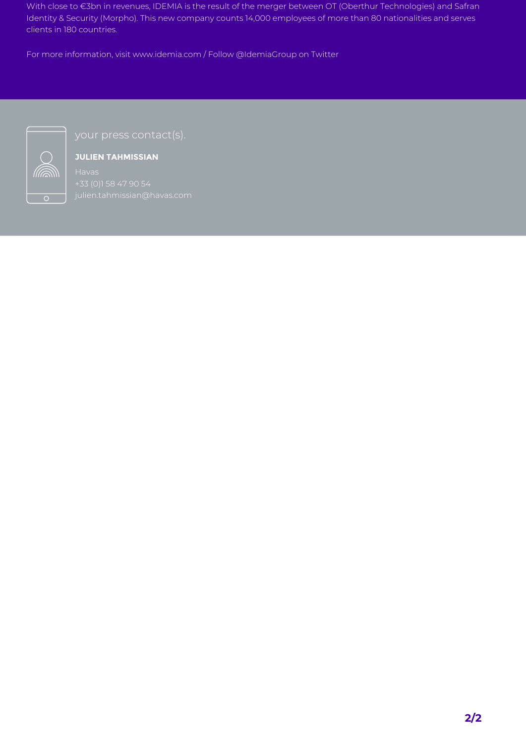With close to €3bn in revenues, IDEMIA is the result of the merger between OT (Oberthur Technologies) and Safran Identity & Security (Morpho). This new company counts 14,000 employees of more than 80 nationalities and serves clients in 180 countries.

For more information, visit www.idemia.com / Follow @IdemiaGroup on Twitter

your press contact(s).

**JULIEN TAHMISSIAN**

Havas
+33 (0)1 58 47 90 54
julien.tahmissian@havas.com